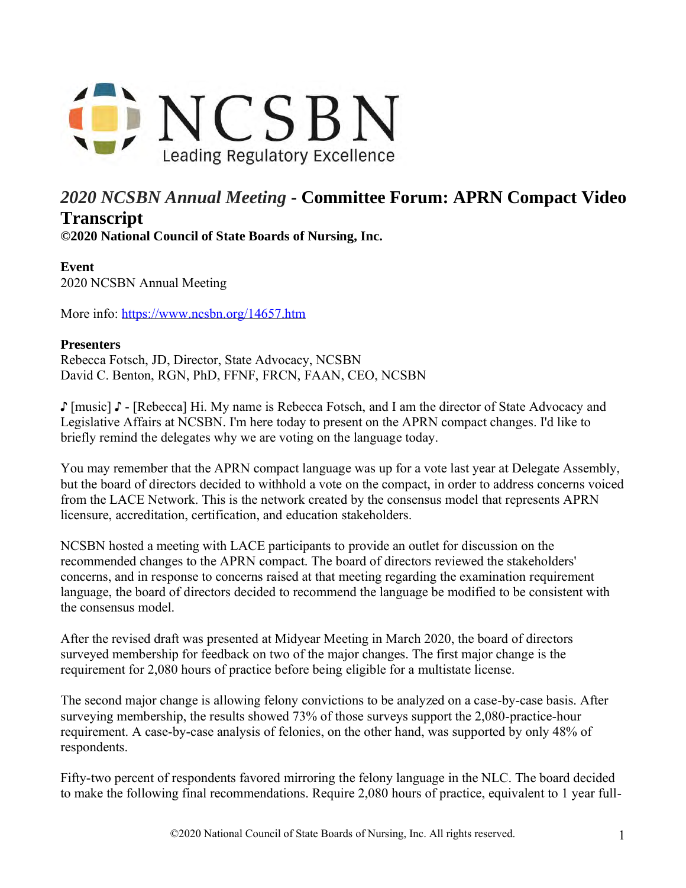NCSBN
Leading Regulatory Excellence

# *2020 NCSBN Annual Meeting* - Committee Forum: APRN Compact Video Transcript

**©2020 National Council of State Boards of Nursing, Inc.**

**Event**
2020 NCSBN Annual Meeting

More info: https://www.ncsbn.org/14657.htm

**Presenters**
Rebecca Fotsch, JD, Director, State Advocacy, NCSBN
David C. Benton, RGN, PhD, FFNF, FRCN, FAAN, CEO, NCSBN

♪ [music] ♪ - [Rebecca] Hi. My name is Rebecca Fotsch, and I am the director of State Advocacy and Legislative Affairs at NCSBN. I'm here today to present on the APRN compact changes. I'd like to briefly remind the delegates why we are voting on the language today.

You may remember that the APRN compact language was up for a vote last year at Delegate Assembly, but the board of directors decided to withhold a vote on the compact, in order to address concerns voiced from the LACE Network. This is the network created by the consensus model that represents APRN licensure, accreditation, certification, and education stakeholders.

NCSBN hosted a meeting with LACE participants to provide an outlet for discussion on the recommended changes to the APRN compact. The board of directors reviewed the stakeholders' concerns, and in response to concerns raised at that meeting regarding the examination requirement language, the board of directors decided to recommend the language be modified to be consistent with the consensus model.

After the revised draft was presented at Midyear Meeting in March 2020, the board of directors surveyed membership for feedback on two of the major changes. The first major change is the requirement for 2,080 hours of practice before being eligible for a multistate license.

The second major change is allowing felony convictions to be analyzed on a case-by-case basis. After surveying membership, the results showed 73% of those surveys support the 2,080-practice-hour requirement. A case-by-case analysis of felonies, on the other hand, was supported by only 48% of respondents.

Fifty-two percent of respondents favored mirroring the felony language in the NLC. The board decided to make the following final recommendations. Require 2,080 hours of practice, equivalent to 1 year full-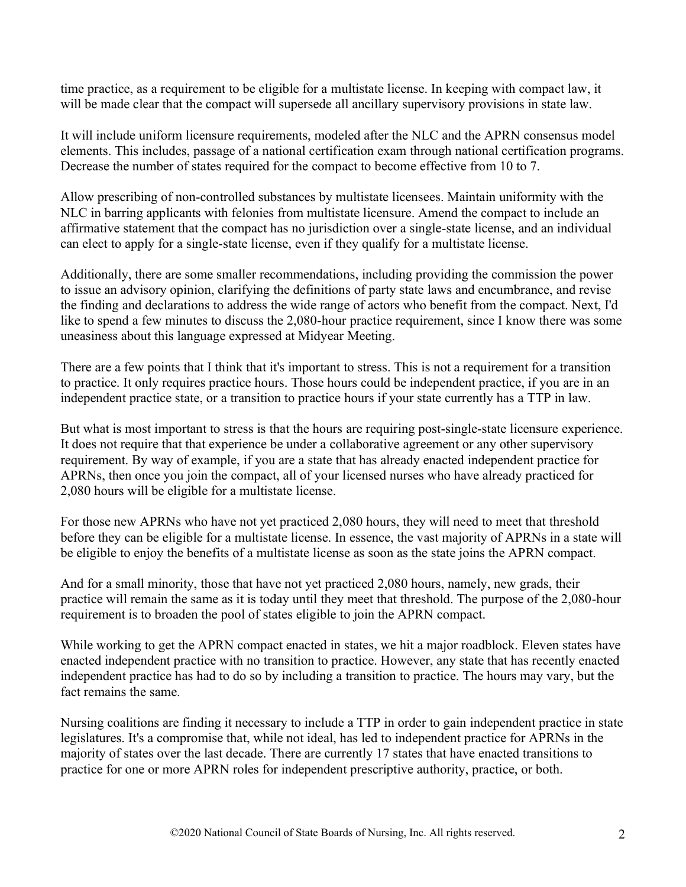time practice, as a requirement to be eligible for a multistate license. In keeping with compact law, it will be made clear that the compact will supersede all ancillary supervisory provisions in state law.

It will include uniform licensure requirements, modeled after the NLC and the APRN consensus model elements. This includes, passage of a national certification exam through national certification programs. Decrease the number of states required for the compact to become effective from 10 to 7.

Allow prescribing of non-controlled substances by multistate licensees. Maintain uniformity with the NLC in barring applicants with felonies from multistate licensure. Amend the compact to include an affirmative statement that the compact has no jurisdiction over a single-state license, and an individual can elect to apply for a single-state license, even if they qualify for a multistate license.

Additionally, there are some smaller recommendations, including providing the commission the power to issue an advisory opinion, clarifying the definitions of party state laws and encumbrance, and revise the finding and declarations to address the wide range of actors who benefit from the compact. Next, I'd like to spend a few minutes to discuss the 2,080-hour practice requirement, since I know there was some uneasiness about this language expressed at Midyear Meeting.

There are a few points that I think that it's important to stress. This is not a requirement for a transition to practice. It only requires practice hours. Those hours could be independent practice, if you are in an independent practice state, or a transition to practice hours if your state currently has a TTP in law.

But what is most important to stress is that the hours are requiring post-single-state licensure experience. It does not require that that experience be under a collaborative agreement or any other supervisory requirement. By way of example, if you are a state that has already enacted independent practice for APRNs, then once you join the compact, all of your licensed nurses who have already practiced for 2,080 hours will be eligible for a multistate license.

For those new APRNs who have not yet practiced 2,080 hours, they will need to meet that threshold before they can be eligible for a multistate license. In essence, the vast majority of APRNs in a state will be eligible to enjoy the benefits of a multistate license as soon as the state joins the APRN compact.

And for a small minority, those that have not yet practiced 2,080 hours, namely, new grads, their practice will remain the same as it is today until they meet that threshold. The purpose of the 2,080-hour requirement is to broaden the pool of states eligible to join the APRN compact.

While working to get the APRN compact enacted in states, we hit a major roadblock. Eleven states have enacted independent practice with no transition to practice. However, any state that has recently enacted independent practice has had to do so by including a transition to practice. The hours may vary, but the fact remains the same.

Nursing coalitions are finding it necessary to include a TTP in order to gain independent practice in state legislatures. It's a compromise that, while not ideal, has led to independent practice for APRNs in the majority of states over the last decade. There are currently 17 states that have enacted transitions to practice for one or more APRN roles for independent prescriptive authority, practice, or both.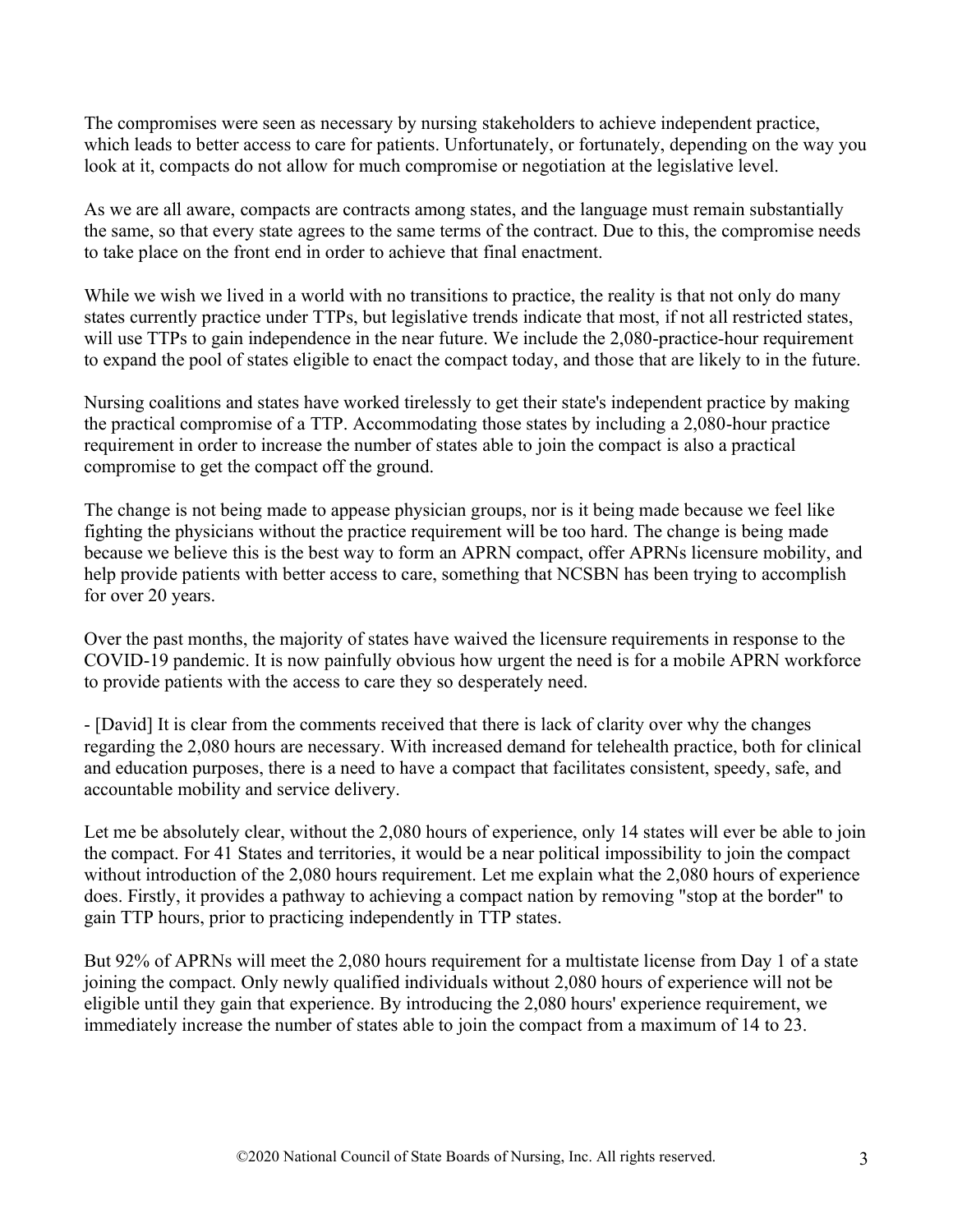The compromises were seen as necessary by nursing stakeholders to achieve independent practice, which leads to better access to care for patients. Unfortunately, or fortunately, depending on the way you look at it, compacts do not allow for much compromise or negotiation at the legislative level.

As we are all aware, compacts are contracts among states, and the language must remain substantially the same, so that every state agrees to the same terms of the contract. Due to this, the compromise needs to take place on the front end in order to achieve that final enactment.

While we wish we lived in a world with no transitions to practice, the reality is that not only do many states currently practice under TTPs, but legislative trends indicate that most, if not all restricted states, will use TTPs to gain independence in the near future. We include the 2,080-practice-hour requirement to expand the pool of states eligible to enact the compact today, and those that are likely to in the future.

Nursing coalitions and states have worked tirelessly to get their state's independent practice by making the practical compromise of a TTP. Accommodating those states by including a 2,080-hour practice requirement in order to increase the number of states able to join the compact is also a practical compromise to get the compact off the ground.

The change is not being made to appease physician groups, nor is it being made because we feel like fighting the physicians without the practice requirement will be too hard. The change is being made because we believe this is the best way to form an APRN compact, offer APRNs licensure mobility, and help provide patients with better access to care, something that NCSBN has been trying to accomplish for over 20 years.

Over the past months, the majority of states have waived the licensure requirements in response to the COVID-19 pandemic. It is now painfully obvious how urgent the need is for a mobile APRN workforce to provide patients with the access to care they so desperately need.

- [David] It is clear from the comments received that there is lack of clarity over why the changes regarding the 2,080 hours are necessary. With increased demand for telehealth practice, both for clinical and education purposes, there is a need to have a compact that facilitates consistent, speedy, safe, and accountable mobility and service delivery.

Let me be absolutely clear, without the 2,080 hours of experience, only 14 states will ever be able to join the compact. For 41 States and territories, it would be a near political impossibility to join the compact without introduction of the 2,080 hours requirement. Let me explain what the 2,080 hours of experience does. Firstly, it provides a pathway to achieving a compact nation by removing "stop at the border" to gain TTP hours, prior to practicing independently in TTP states.

But 92% of APRNs will meet the 2,080 hours requirement for a multistate license from Day 1 of a state joining the compact. Only newly qualified individuals without 2,080 hours of experience will not be eligible until they gain that experience. By introducing the 2,080 hours' experience requirement, we immediately increase the number of states able to join the compact from a maximum of 14 to 23.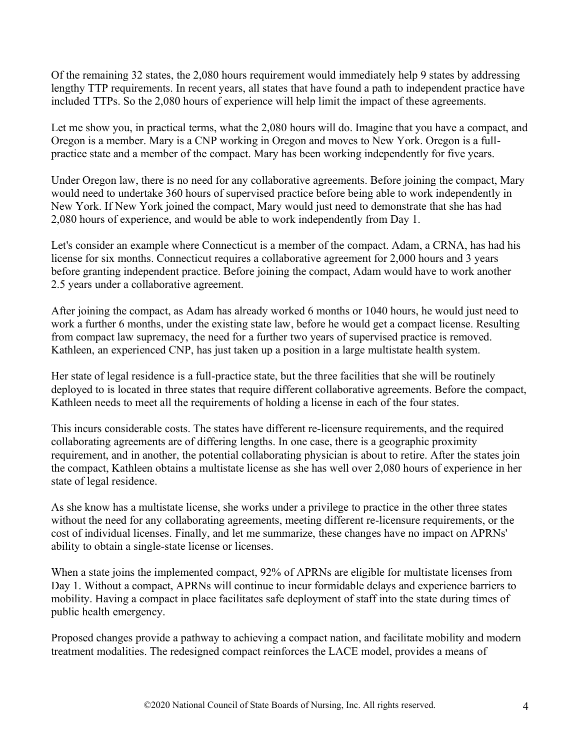Of the remaining 32 states, the 2,080 hours requirement would immediately help 9 states by addressing lengthy TTP requirements. In recent years, all states that have found a path to independent practice have included TTPs. So the 2,080 hours of experience will help limit the impact of these agreements.

Let me show you, in practical terms, what the 2,080 hours will do. Imagine that you have a compact, and Oregon is a member. Mary is a CNP working in Oregon and moves to New York. Oregon is a full-practice state and a member of the compact. Mary has been working independently for five years.

Under Oregon law, there is no need for any collaborative agreements. Before joining the compact, Mary would need to undertake 360 hours of supervised practice before being able to work independently in New York. If New York joined the compact, Mary would just need to demonstrate that she has had 2,080 hours of experience, and would be able to work independently from Day 1.

Let's consider an example where Connecticut is a member of the compact. Adam, a CRNA, has had his license for six months. Connecticut requires a collaborative agreement for 2,000 hours and 3 years before granting independent practice. Before joining the compact, Adam would have to work another 2.5 years under a collaborative agreement.

After joining the compact, as Adam has already worked 6 months or 1040 hours, he would just need to work a further 6 months, under the existing state law, before he would get a compact license. Resulting from compact law supremacy, the need for a further two years of supervised practice is removed. Kathleen, an experienced CNP, has just taken up a position in a large multistate health system.

Her state of legal residence is a full-practice state, but the three facilities that she will be routinely deployed to is located in three states that require different collaborative agreements. Before the compact, Kathleen needs to meet all the requirements of holding a license in each of the four states.

This incurs considerable costs. The states have different re-licensure requirements, and the required collaborating agreements are of differing lengths. In one case, there is a geographic proximity requirement, and in another, the potential collaborating physician is about to retire. After the states join the compact, Kathleen obtains a multistate license as she has well over 2,080 hours of experience in her state of legal residence.

As she know has a multistate license, she works under a privilege to practice in the other three states without the need for any collaborating agreements, meeting different re-licensure requirements, or the cost of individual licenses. Finally, and let me summarize, these changes have no impact on APRNs' ability to obtain a single-state license or licenses.

When a state joins the implemented compact, 92% of APRNs are eligible for multistate licenses from Day 1. Without a compact, APRNs will continue to incur formidable delays and experience barriers to mobility. Having a compact in place facilitates safe deployment of staff into the state during times of public health emergency.

Proposed changes provide a pathway to achieving a compact nation, and facilitate mobility and modern treatment modalities. The redesigned compact reinforces the LACE model, provides a means of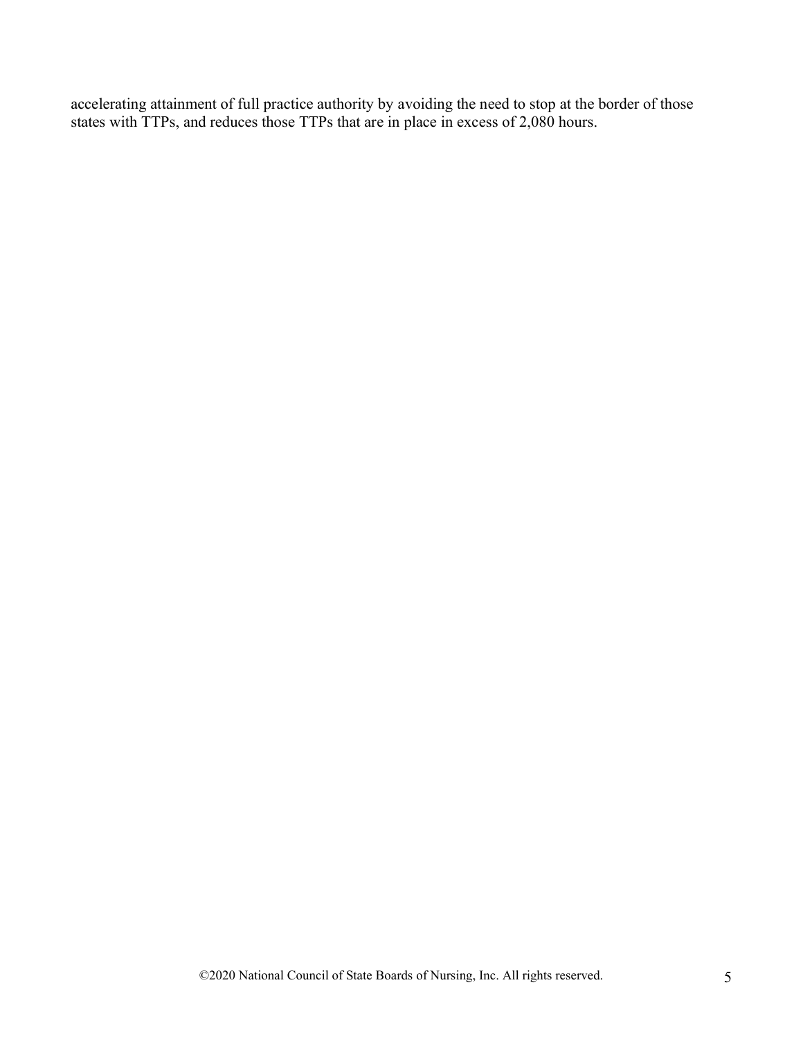accelerating attainment of full practice authority by avoiding the need to stop at the border of those states with TTPs, and reduces those TTPs that are in place in excess of 2,080 hours.